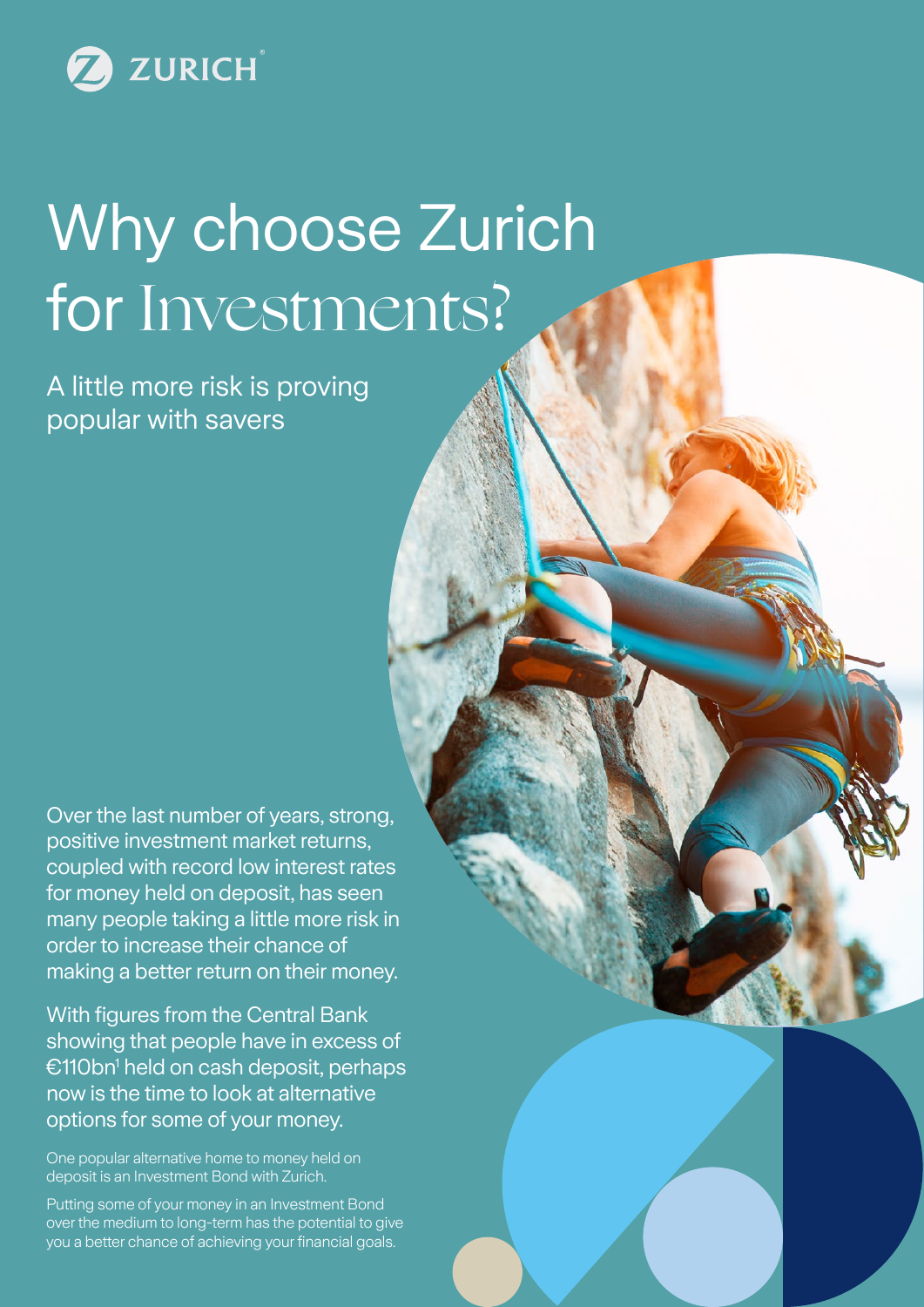ZURICH

# Why choose Zurich for Investments?

## A little more risk is proving popular with savers

Over the last number of years, strong, positive investment market returns, coupled with record low interest rates for money held on deposit, has seen many people taking a little more risk in order to increase their chance of making a better return on their money.

With figures from the Central Bank showing that people have in excess of €110bn[1] held on cash deposit, perhaps now is the time to look at alternative options for some of your money.

One popular alternative home to money held on deposit is an Investment Bond with Zurich.

Putting some of your money in an Investment Bond over the medium to long-term has the potential to give you a better chance of achieving your financial goals.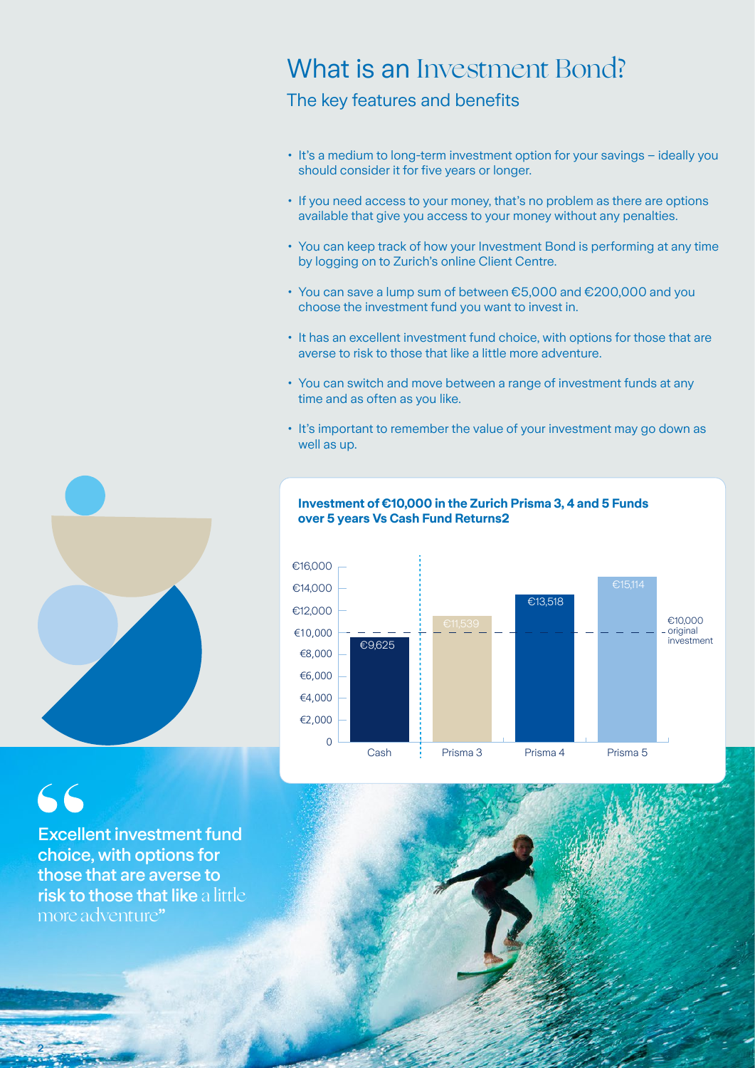# What is an Investment Bond?

## The key features and benefits

- It's a medium to long-term investment option for your savings – ideally you should consider it for five years or longer.
- If you need access to your money, that's no problem as there are options available that give you access to your money without any penalties.
- You can keep track of how your Investment Bond is performing at any time by logging on to Zurich's online Client Centre.
- You can save a lump sum of between €5,000 and €200,000 and you choose the investment fund you want to invest in.
- It has an excellent investment fund choice, with options for those that are averse to risk to those that like a little more adventure.
- You can switch and move between a range of investment funds at any time and as often as you like.
- It's important to remember the value of your investment may go down as well as up.

**Investment of €10,000 in the Zurich Prisma 3, 4 and 5 Funds over 5 years Vs Cash Fund Returns2**

| Fund | Value |
|---|---|
| Cash | €9,625 |
| Prisma 3 | €11,539 |
| Prisma 4 | €13,518 |
| Prisma 5 | €15,114 |

€10,000 original investment

> "Excellent investment fund choice, with options for those that are averse to risk to those that like a little more adventure"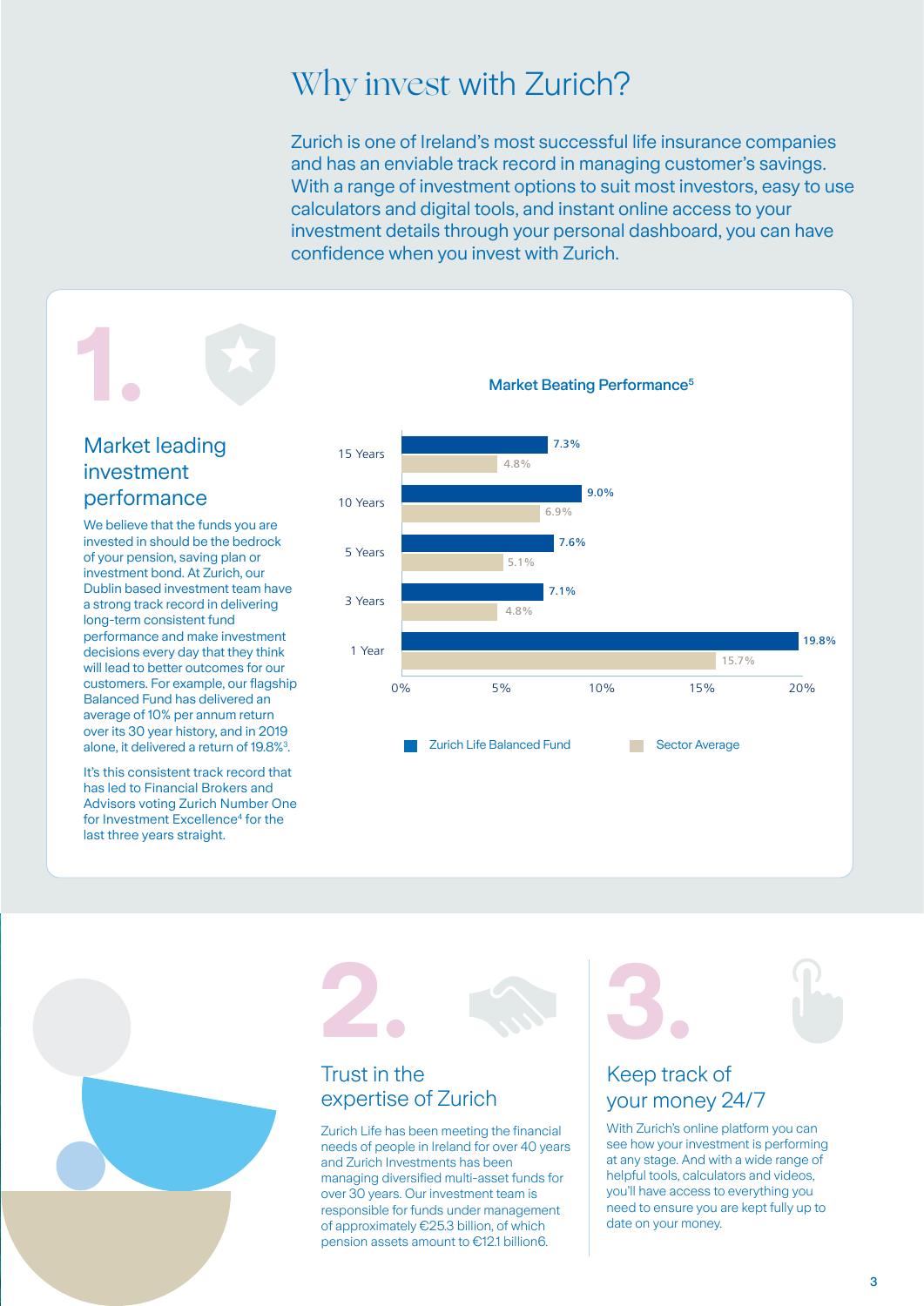# Why invest with Zurich?

Zurich is one of Ireland's most successful life insurance companies and has an enviable track record in managing customer's savings. With a range of investment options to suit most investors, easy to use calculators and digital tools, and instant online access to your investment details through your personal dashboard, you can have confidence when you invest with Zurich.

## 1. Market leading investment performance

We believe that the funds you are invested in should be the bedrock of your pension, saving plan or investment bond. At Zurich, our Dublin based investment team have a strong track record in delivering long-term consistent fund performance and make investment decisions every day that they think will lead to better outcomes for our customers. For example, our flagship Balanced Fund has delivered an average of 10% per annum return over its 30 year history, and in 2019 alone, it delivered a return of 19.8%[3].

It's this consistent track record that has led to Financial Brokers and Advisors voting Zurich Number One for Investment Excellence[4] for the last three years straight.

**Market Beating Performance[5]**

| | Zurich Life Balanced Fund | Sector Average |
|---|---|---|
| 15 Years | 7.3% | 4.8% |
| 10 Years | 9.0% | 6.9% |
| 5 Years | 7.6% | 5.1% |
| 3 Years | 7.1% | 4.8% |
| 1 Year | 19.8% | 15.7% |

## 2. Trust in the expertise of Zurich

Zurich Life has been meeting the financial needs of people in Ireland for over 40 years and Zurich Investments has been managing diversified multi-asset funds for over 30 years. Our investment team is responsible for funds under management of approximately €25.3 billion, of which pension assets amount to €12.1 billion6.

## 3. Keep track of your money 24/7

With Zurich's online platform you can see how your investment is performing at any stage. And with a wide range of helpful tools, calculators and videos, you'll have access to everything you need to ensure you are kept fully up to date on your money.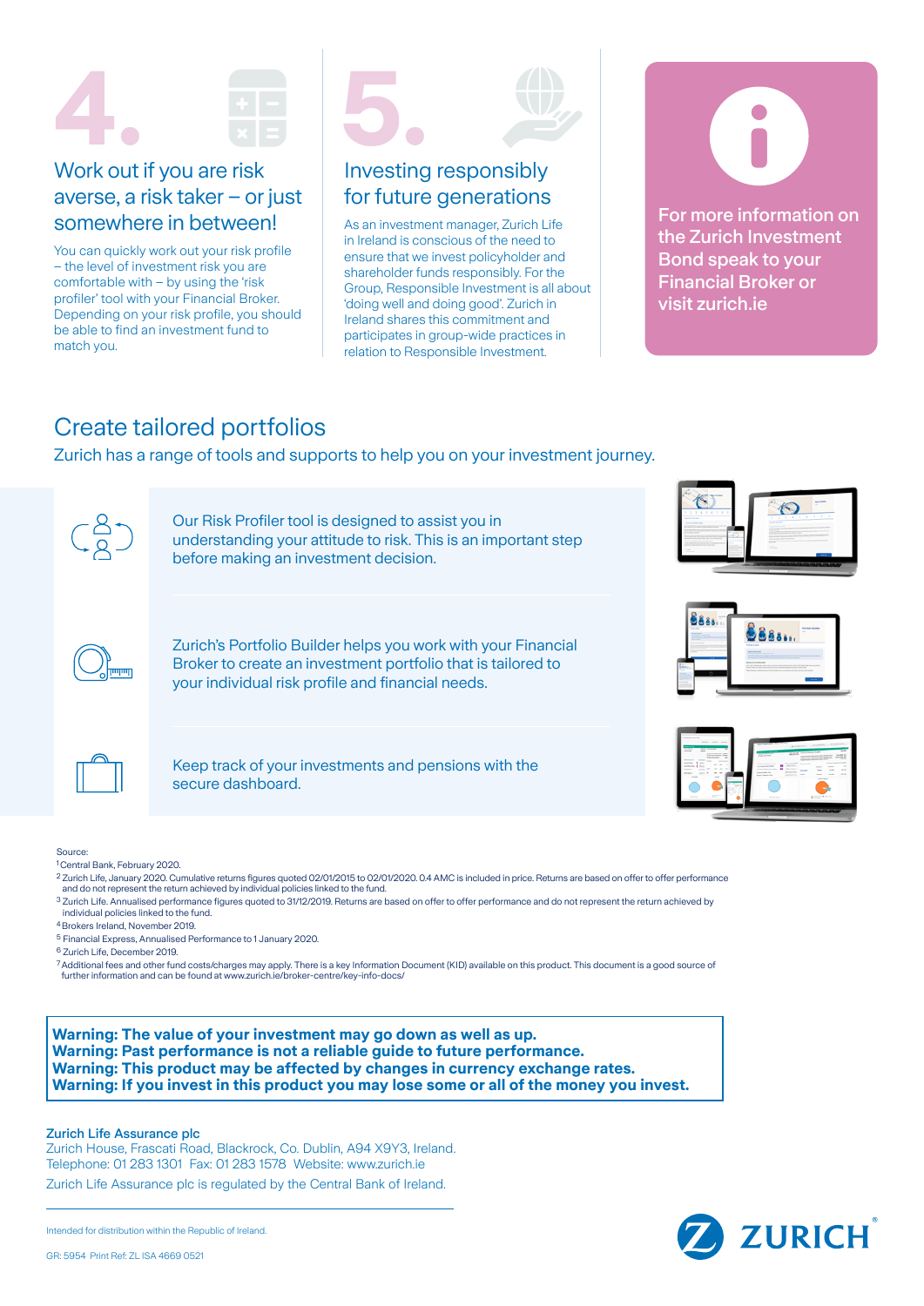## 4. Work out if you are risk averse, a risk taker – or just somewhere in between!

You can quickly work out your risk profile – the level of investment risk you are comfortable with – by using the 'risk profiler' tool with your Financial Broker. Depending on your risk profile, you should be able to find an investment fund to match you.

## 5. Investing responsibly for future generations

As an investment manager, Zurich Life in Ireland is conscious of the need to ensure that we invest policyholder and shareholder funds responsibly. For the Group, Responsible Investment is all about 'doing well and doing good'. Zurich in Ireland shares this commitment and participates in group-wide practices in relation to Responsible Investment.

**For more information on the Zurich Investment Bond speak to your Financial Broker or visit zurich.ie**

## Create tailored portfolios

Zurich has a range of tools and supports to help you on your investment journey.

Our Risk Profiler tool is designed to assist you in understanding your attitude to risk. This is an important step before making an investment decision.

Zurich's Portfolio Builder helps you work with your Financial Broker to create an investment portfolio that is tailored to your individual risk profile and financial needs.

Keep track of your investments and pensions with the secure dashboard.

Source:

[1] Central Bank, February 2020.

[2] Zurich Life, January 2020. Cumulative returns figures quoted 02/01/2015 to 02/01/2020. 0.4 AMC is included in price. Returns are based on offer to offer performance and do not represent the return achieved by individual policies linked to the fund.

[3] Zurich Life. Annualised performance figures quoted to 31/12/2019. Returns are based on offer to offer performance and do not represent the return achieved by individual policies linked to the fund.

[4] Brokers Ireland, November 2019.

[5] Financial Express, Annualised Performance to 1 January 2020.

[6] Zurich Life, December 2019.

[7] Additional fees and other fund costs/charges may apply. There is a key Information Document (KID) available on this product. This document is a good source of further information and can be found at www.zurich.ie/broker-centre/key-info-docs/

**Warning: The value of your investment may go down as well as up.**
**Warning: Past performance is not a reliable guide to future performance.**
**Warning: This product may be affected by changes in currency exchange rates.**
**Warning: If you invest in this product you may lose some or all of the money you invest.**

**Zurich Life Assurance plc**
Zurich House, Frascati Road, Blackrock, Co. Dublin, A94 X9Y3, Ireland.
Telephone: 01 283 1301 Fax: 01 283 1578 Website: www.zurich.ie

Zurich Life Assurance plc is regulated by the Central Bank of Ireland.

Intended for distribution within the Republic of Ireland.

GR: 5954 Print Ref: ZL ISA 4669 0521

ZURICH